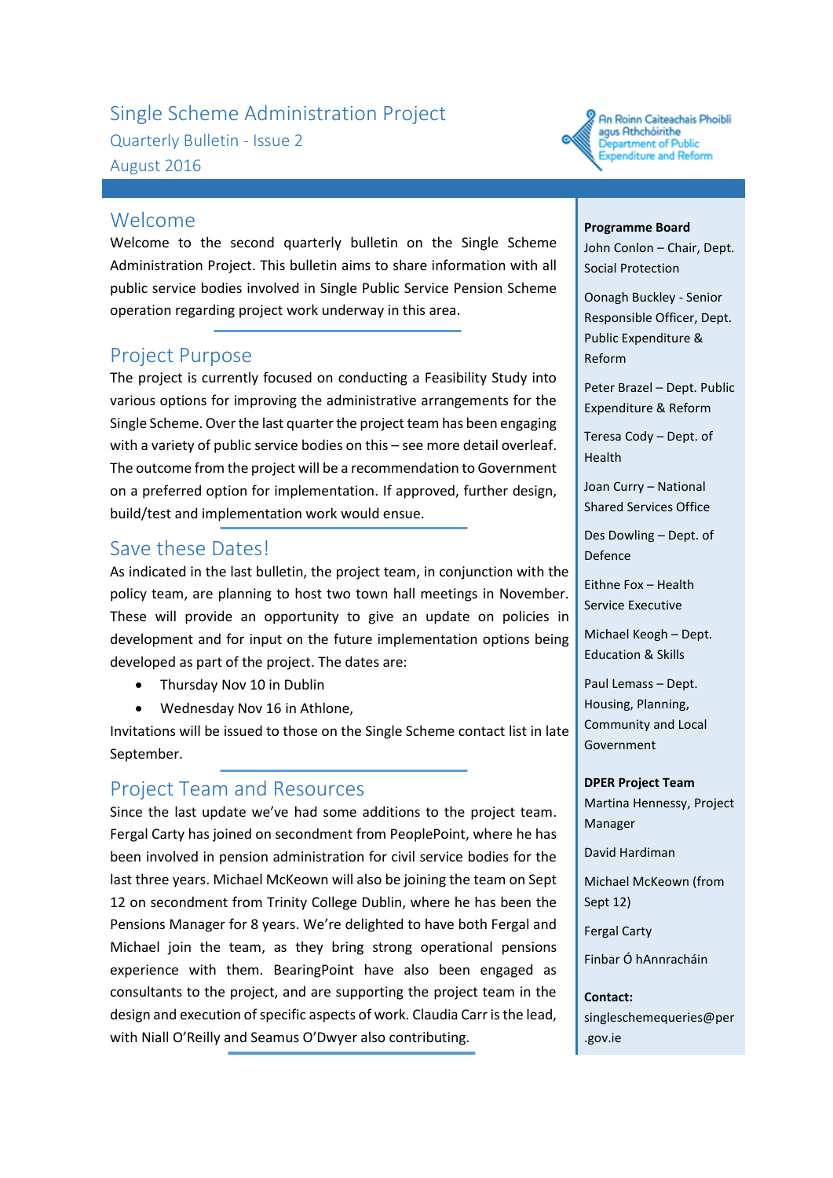# Single Scheme Administration Project

Quarterly Bulletin - Issue 2

August 2016

An Roinn Caiteachais Phoiblí agus Athchóirithe
Department of Public Expenditure and Reform

## Welcome

Welcome to the second quarterly bulletin on the Single Scheme Administration Project. This bulletin aims to share information with all public service bodies involved in Single Public Service Pension Scheme operation regarding project work underway in this area.

## Project Purpose

The project is currently focused on conducting a Feasibility Study into various options for improving the administrative arrangements for the Single Scheme. Over the last quarter the project team has been engaging with a variety of public service bodies on this – see more detail overleaf. The outcome from the project will be a recommendation to Government on a preferred option for implementation. If approved, further design, build/test and implementation work would ensue.

## Save these Dates!

As indicated in the last bulletin, the project team, in conjunction with the policy team, are planning to host two town hall meetings in November. These will provide an opportunity to give an update on policies in development and for input on the future implementation options being developed as part of the project. The dates are:

- Thursday Nov 10 in Dublin
- Wednesday Nov 16 in Athlone,

Invitations will be issued to those on the Single Scheme contact list in late September.

## Project Team and Resources

Since the last update we've had some additions to the project team. Fergal Carty has joined on secondment from PeoplePoint, where he has been involved in pension administration for civil service bodies for the last three years. Michael McKeown will also be joining the team on Sept 12 on secondment from Trinity College Dublin, where he has been the Pensions Manager for 8 years. We're delighted to have both Fergal and Michael join the team, as they bring strong operational pensions experience with them. BearingPoint have also been engaged as consultants to the project, and are supporting the project team in the design and execution of specific aspects of work. Claudia Carr is the lead, with Niall O'Reilly and Seamus O'Dwyer also contributing.

**Programme Board**

John Conlon – Chair, Dept. Social Protection

Oonagh Buckley - Senior Responsible Officer, Dept. Public Expenditure & Reform

Peter Brazel – Dept. Public Expenditure & Reform

Teresa Cody – Dept. of Health

Joan Curry – National Shared Services Office

Des Dowling – Dept. of Defence

Eithne Fox – Health Service Executive

Michael Keogh – Dept. Education & Skills

Paul Lemass – Dept. Housing, Planning, Community and Local Government

**DPER Project Team**

Martina Hennessy, Project Manager

David Hardiman

Michael McKeown (from Sept 12)

Fergal Carty

Finbar Ó hAnnracháin

**Contact:**

singleschemequeries@per.gov.ie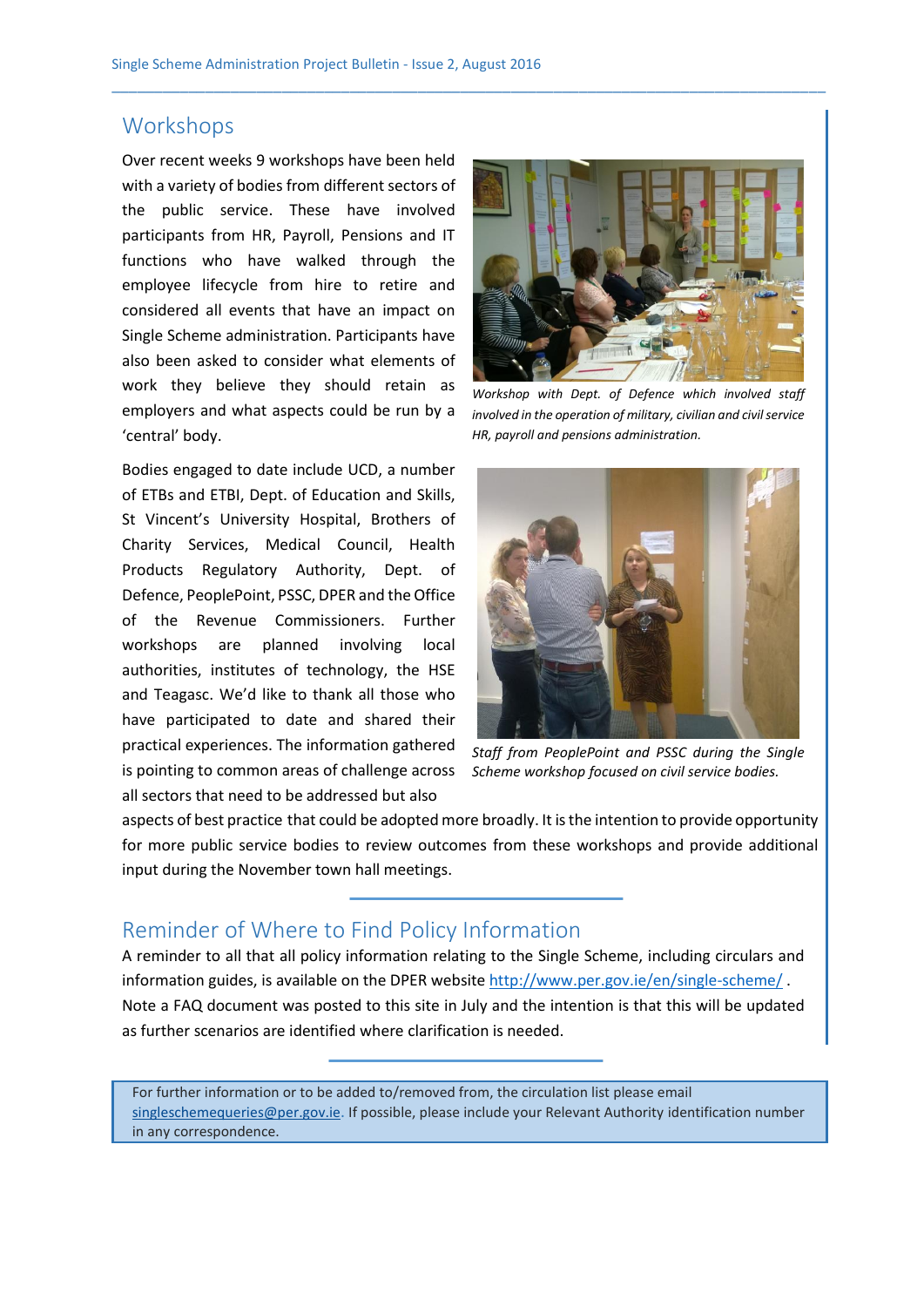## Workshops

Over recent weeks 9 workshops have been held with a variety of bodies from different sectors of the public service. These have involved participants from HR, Payroll, Pensions and IT functions who have walked through the employee lifecycle from hire to retire and considered all events that have an impact on Single Scheme administration. Participants have also been asked to consider what elements of work they believe they should retain as employers and what aspects could be run by a 'central' body.

*Workshop with Dept. of Defence which involved staff involved in the operation of military, civilian and civil service HR, payroll and pensions administration.*

Bodies engaged to date include UCD, a number of ETBs and ETBI, Dept. of Education and Skills, St Vincent's University Hospital, Brothers of Charity Services, Medical Council, Health Products Regulatory Authority, Dept. of Defence, PeoplePoint, PSSC, DPER and the Office of the Revenue Commissioners. Further workshops are planned involving local authorities, institutes of technology, the HSE and Teagasc. We'd like to thank all those who have participated to date and shared their practical experiences. The information gathered is pointing to common areas of challenge across all sectors that need to be addressed but also aspects of best practice that could be adopted more broadly. It is the intention to provide opportunity for more public service bodies to review outcomes from these workshops and provide additional input during the November town hall meetings.

*Staff from PeoplePoint and PSSC during the Single Scheme workshop focused on civil service bodies.*

## Reminder of Where to Find Policy Information

A reminder to all that all policy information relating to the Single Scheme, including circulars and information guides, is available on the DPER website [http://www.per.gov.ie/en/single-scheme/](http://www.per.gov.ie/en/single-scheme/) . Note a FAQ document was posted to this site in July and the intention is that this will be updated as further scenarios are identified where clarification is needed.

For further information or to be added to/removed from, the circulation list please email [singleschemequeries@per.gov.ie](mailto:singleschemequeries@per.gov.ie). If possible, please include your Relevant Authority identification number in any correspondence.